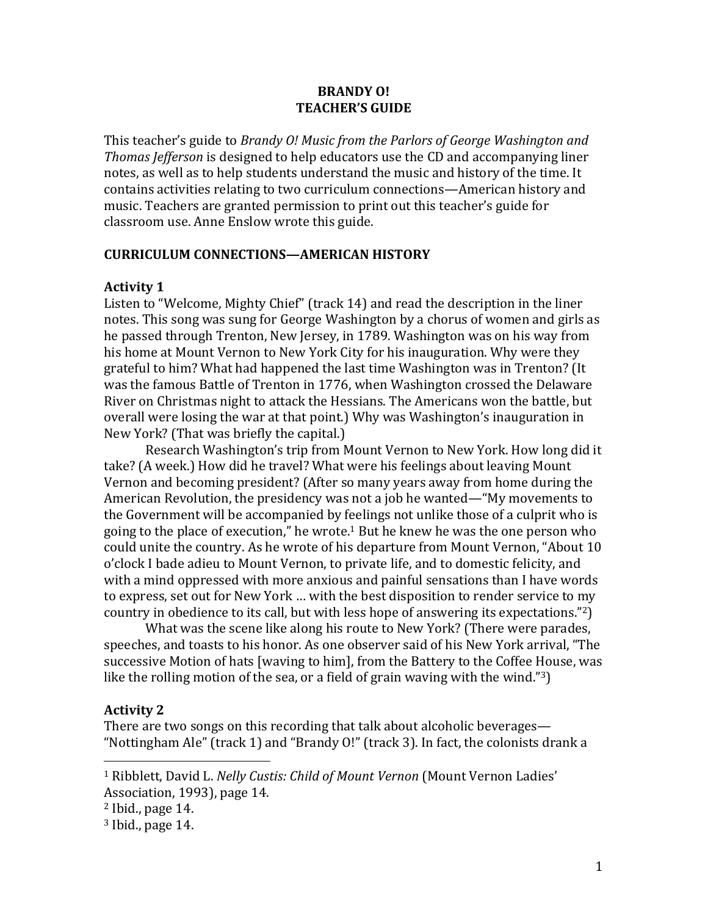# BRANDY O!
# TEACHER'S GUIDE

This teacher's guide to *Brandy O! Music from the Parlors of George Washington and Thomas Jefferson* is designed to help educators use the CD and accompanying liner notes, as well as to help students understand the music and history of the time. It contains activities relating to two curriculum connections—American history and music. Teachers are granted permission to print out this teacher's guide for classroom use. Anne Enslow wrote this guide.

## CURRICULUM CONNECTIONS—AMERICAN HISTORY

### Activity 1

Listen to "Welcome, Mighty Chief" (track 14) and read the description in the liner notes. This song was sung for George Washington by a chorus of women and girls as he passed through Trenton, New Jersey, in 1789. Washington was on his way from his home at Mount Vernon to New York City for his inauguration. Why were they grateful to him? What had happened the last time Washington was in Trenton? (It was the famous Battle of Trenton in 1776, when Washington crossed the Delaware River on Christmas night to attack the Hessians. The Americans won the battle, but overall were losing the war at that point.) Why was Washington's inauguration in New York? (That was briefly the capital.)

Research Washington's trip from Mount Vernon to New York. How long did it take? (A week.) How did he travel? What were his feelings about leaving Mount Vernon and becoming president? (After so many years away from home during the American Revolution, the presidency was not a job he wanted—"My movements to the Government will be accompanied by feelings not unlike those of a culprit who is going to the place of execution," he wrote.[1] But he knew he was the one person who could unite the country. As he wrote of his departure from Mount Vernon, "About 10 o'clock I bade adieu to Mount Vernon, to private life, and to domestic felicity, and with a mind oppressed with more anxious and painful sensations than I have words to express, set out for New York … with the best disposition to render service to my country in obedience to its call, but with less hope of answering its expectations."[2])

What was the scene like along his route to New York? (There were parades, speeches, and toasts to his honor. As one observer said of his New York arrival, "The successive Motion of hats [waving to him], from the Battery to the Coffee House, was like the rolling motion of the sea, or a field of grain waving with the wind."[3])

### Activity 2

There are two songs on this recording that talk about alcoholic beverages—"Nottingham Ale" (track 1) and "Brandy O!" (track 3). In fact, the colonists drank a

---

[1] Ribblett, David L. *Nelly Custis: Child of Mount Vernon* (Mount Vernon Ladies' Association, 1993), page 14.

[2] Ibid., page 14.

[3] Ibid., page 14.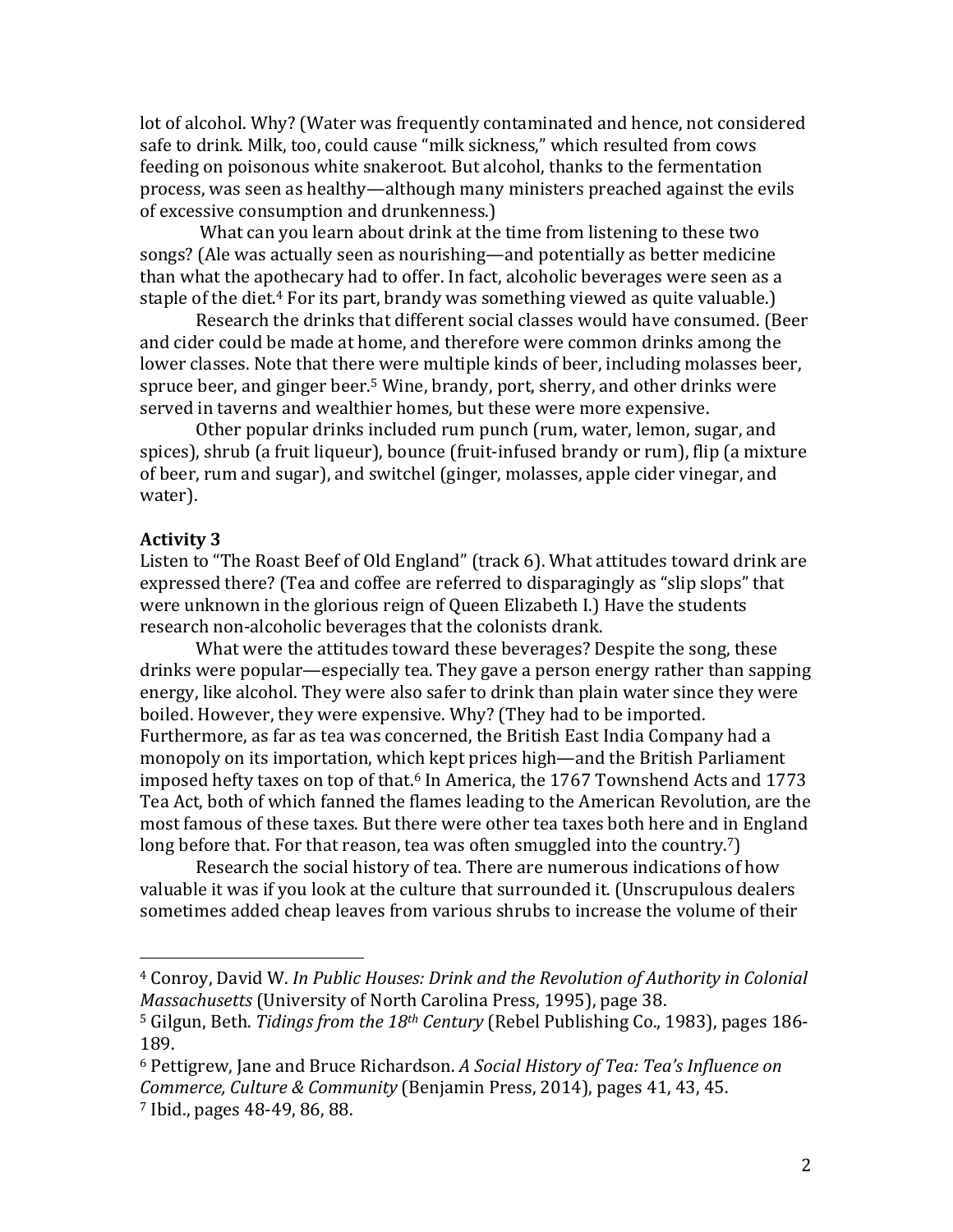lot of alcohol. Why? (Water was frequently contaminated and hence, not considered safe to drink. Milk, too, could cause "milk sickness," which resulted from cows feeding on poisonous white snakeroot. But alcohol, thanks to the fermentation process, was seen as healthy—although many ministers preached against the evils of excessive consumption and drunkenness.)

What can you learn about drink at the time from listening to these two songs? (Ale was actually seen as nourishing—and potentially as better medicine than what the apothecary had to offer. In fact, alcoholic beverages were seen as a staple of the diet.[4] For its part, brandy was something viewed as quite valuable.)

Research the drinks that different social classes would have consumed. (Beer and cider could be made at home, and therefore were common drinks among the lower classes. Note that there were multiple kinds of beer, including molasses beer, spruce beer, and ginger beer.[5] Wine, brandy, port, sherry, and other drinks were served in taverns and wealthier homes, but these were more expensive.

Other popular drinks included rum punch (rum, water, lemon, sugar, and spices), shrub (a fruit liqueur), bounce (fruit-infused brandy or rum), flip (a mixture of beer, rum and sugar), and switchel (ginger, molasses, apple cider vinegar, and water).

**Activity 3**

Listen to "The Roast Beef of Old England" (track 6). What attitudes toward drink are expressed there? (Tea and coffee are referred to disparagingly as "slip slops" that were unknown in the glorious reign of Queen Elizabeth I.) Have the students research non-alcoholic beverages that the colonists drank.

What were the attitudes toward these beverages? Despite the song, these drinks were popular—especially tea. They gave a person energy rather than sapping energy, like alcohol. They were also safer to drink than plain water since they were boiled. However, they were expensive. Why? (They had to be imported. Furthermore, as far as tea was concerned, the British East India Company had a monopoly on its importation, which kept prices high—and the British Parliament imposed hefty taxes on top of that.[6] In America, the 1767 Townshend Acts and 1773 Tea Act, both of which fanned the flames leading to the American Revolution, are the most famous of these taxes. But there were other tea taxes both here and in England long before that. For that reason, tea was often smuggled into the country.[7])

Research the social history of tea. There are numerous indications of how valuable it was if you look at the culture that surrounded it. (Unscrupulous dealers sometimes added cheap leaves from various shrubs to increase the volume of their

---

[4] Conroy, David W. *In Public Houses: Drink and the Revolution of Authority in Colonial Massachusetts* (University of North Carolina Press, 1995), page 38.

[5] Gilgun, Beth. *Tidings from the 18th Century* (Rebel Publishing Co., 1983), pages 186-189.

[6] Pettigrew, Jane and Bruce Richardson. *A Social History of Tea: Tea's Influence on Commerce, Culture & Community* (Benjamin Press, 2014), pages 41, 43, 45.

[7] Ibid., pages 48-49, 86, 88.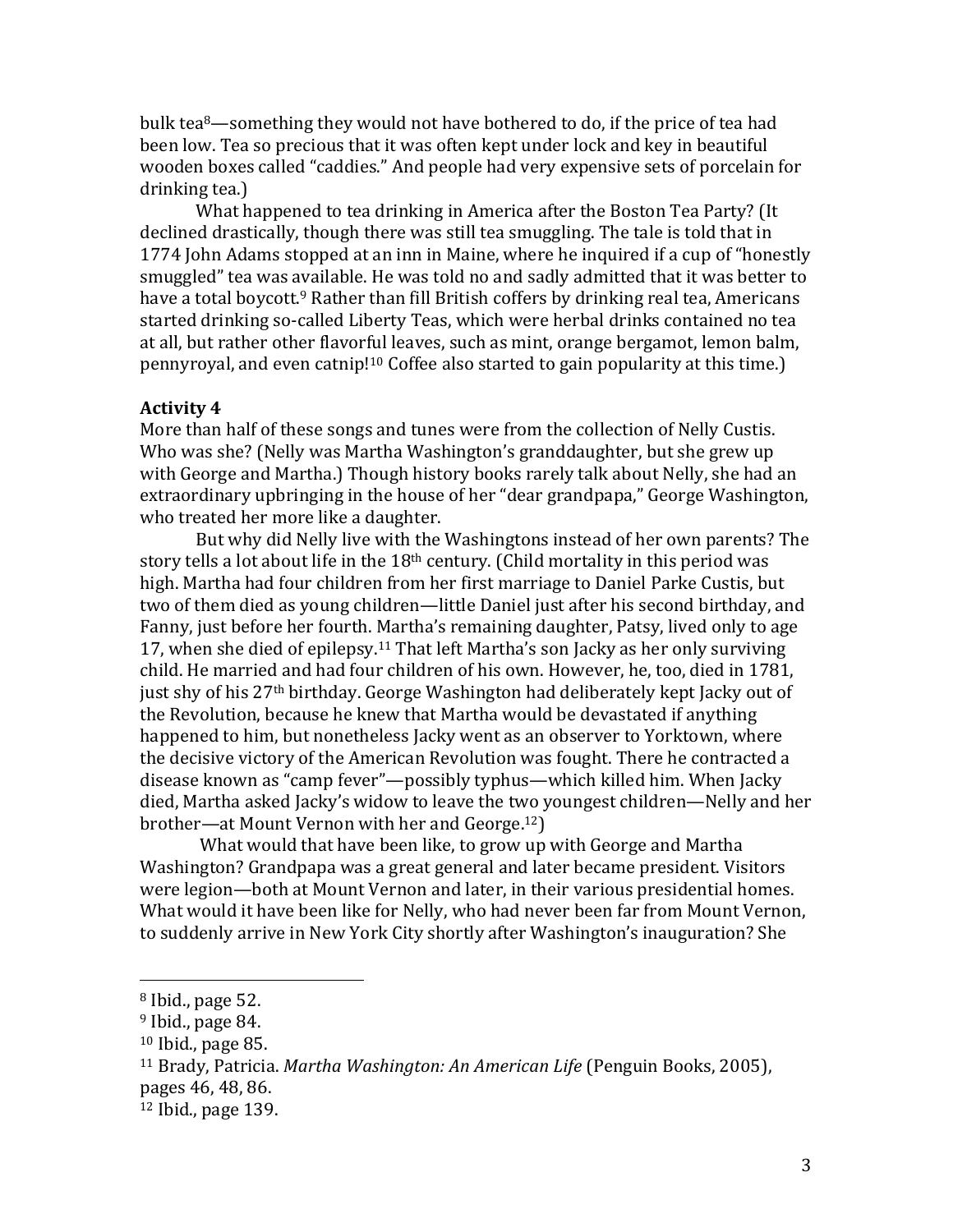bulk tea[8]—something they would not have bothered to do, if the price of tea had been low. Tea so precious that it was often kept under lock and key in beautiful wooden boxes called "caddies." And people had very expensive sets of porcelain for drinking tea.)

What happened to tea drinking in America after the Boston Tea Party? (It declined drastically, though there was still tea smuggling. The tale is told that in 1774 John Adams stopped at an inn in Maine, where he inquired if a cup of "honestly smuggled" tea was available. He was told no and sadly admitted that it was better to have a total boycott.[9] Rather than fill British coffers by drinking real tea, Americans started drinking so-called Liberty Teas, which were herbal drinks contained no tea at all, but rather other flavorful leaves, such as mint, orange bergamot, lemon balm, pennyroyal, and even catnip![10] Coffee also started to gain popularity at this time.)

**Activity 4**

More than half of these songs and tunes were from the collection of Nelly Custis. Who was she? (Nelly was Martha Washington's granddaughter, but she grew up with George and Martha.) Though history books rarely talk about Nelly, she had an extraordinary upbringing in the house of her "dear grandpapa," George Washington, who treated her more like a daughter.

But why did Nelly live with the Washingtons instead of her own parents? The story tells a lot about life in the 18th century. (Child mortality in this period was high. Martha had four children from her first marriage to Daniel Parke Custis, but two of them died as young children—little Daniel just after his second birthday, and Fanny, just before her fourth. Martha's remaining daughter, Patsy, lived only to age 17, when she died of epilepsy.[11] That left Martha's son Jacky as her only surviving child. He married and had four children of his own. However, he, too, died in 1781, just shy of his 27th birthday. George Washington had deliberately kept Jacky out of the Revolution, because he knew that Martha would be devastated if anything happened to him, but nonetheless Jacky went as an observer to Yorktown, where the decisive victory of the American Revolution was fought. There he contracted a disease known as "camp fever"—possibly typhus—which killed him. When Jacky died, Martha asked Jacky's widow to leave the two youngest children—Nelly and her brother—at Mount Vernon with her and George.[12])

What would that have been like, to grow up with George and Martha Washington? Grandpapa was a great general and later became president. Visitors were legion—both at Mount Vernon and later, in their various presidential homes. What would it have been like for Nelly, who had never been far from Mount Vernon, to suddenly arrive in New York City shortly after Washington's inauguration? She

---

[8] Ibid., page 52.

[9] Ibid., page 84.

[10] Ibid., page 85.

[11] Brady, Patricia. *Martha Washington: An American Life* (Penguin Books, 2005), pages 46, 48, 86.

[12] Ibid., page 139.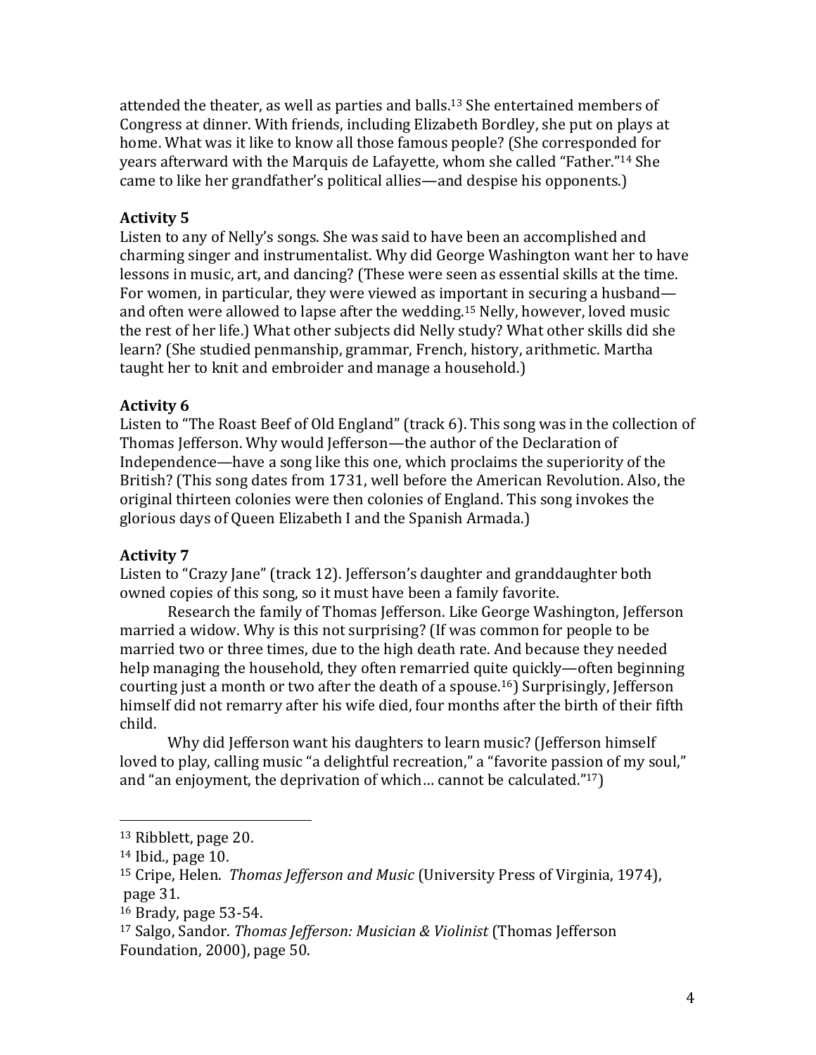attended the theater, as well as parties and balls.[13] She entertained members of Congress at dinner. With friends, including Elizabeth Bordley, she put on plays at home. What was it like to know all those famous people? (She corresponded for years afterward with the Marquis de Lafayette, whom she called "Father."[14] She came to like her grandfather's political allies—and despise his opponents.)

### Activity 5

Listen to any of Nelly's songs. She was said to have been an accomplished and charming singer and instrumentalist. Why did George Washington want her to have lessons in music, art, and dancing? (These were seen as essential skills at the time. For women, in particular, they were viewed as important in securing a husband—and often were allowed to lapse after the wedding.[15] Nelly, however, loved music the rest of her life.) What other subjects did Nelly study? What other skills did she learn? (She studied penmanship, grammar, French, history, arithmetic. Martha taught her to knit and embroider and manage a household.)

### Activity 6

Listen to "The Roast Beef of Old England" (track 6). This song was in the collection of Thomas Jefferson. Why would Jefferson—the author of the Declaration of Independence—have a song like this one, which proclaims the superiority of the British? (This song dates from 1731, well before the American Revolution. Also, the original thirteen colonies were then colonies of England. This song invokes the glorious days of Queen Elizabeth I and the Spanish Armada.)

### Activity 7

Listen to "Crazy Jane" (track 12). Jefferson's daughter and granddaughter both owned copies of this song, so it must have been a family favorite.

Research the family of Thomas Jefferson. Like George Washington, Jefferson married a widow. Why is this not surprising? (If was common for people to be married two or three times, due to the high death rate. And because they needed help managing the household, they often remarried quite quickly—often beginning courting just a month or two after the death of a spouse.[16]) Surprisingly, Jefferson himself did not remarry after his wife died, four months after the birth of their fifth child.

Why did Jefferson want his daughters to learn music? (Jefferson himself loved to play, calling music "a delightful recreation," a "favorite passion of my soul," and "an enjoyment, the deprivation of which… cannot be calculated."[17])

---

[13] Ribblett, page 20.

[14] Ibid., page 10.

[15] Cripe, Helen. *Thomas Jefferson and Music* (University Press of Virginia, 1974), page 31.

[16] Brady, page 53-54.

[17] Salgo, Sandor. *Thomas Jefferson: Musician & Violinist* (Thomas Jefferson Foundation, 2000), page 50.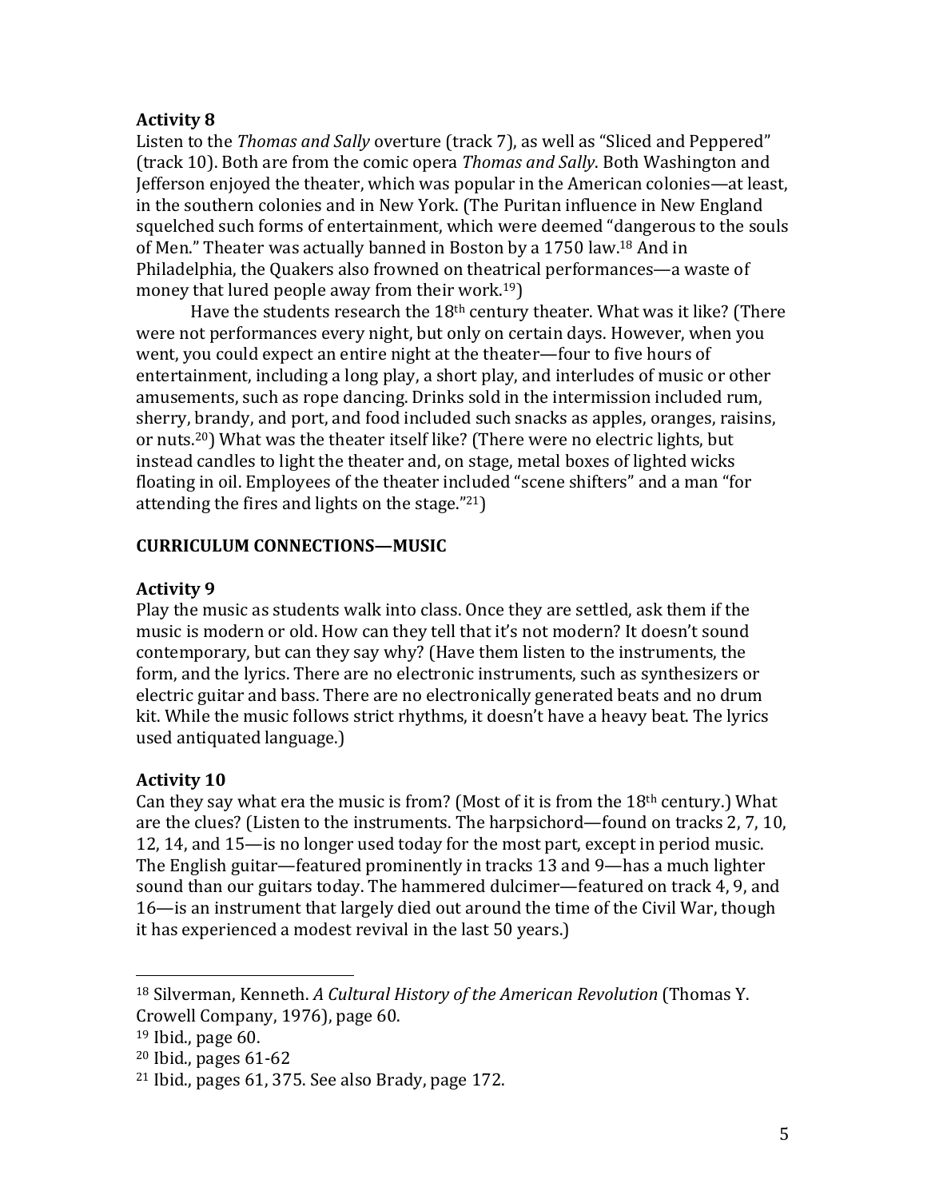**Activity 8**

Listen to the *Thomas and Sally* overture (track 7), as well as "Sliced and Peppered" (track 10). Both are from the comic opera *Thomas and Sally*. Both Washington and Jefferson enjoyed the theater, which was popular in the American colonies—at least, in the southern colonies and in New York. (The Puritan influence in New England squelched such forms of entertainment, which were deemed "dangerous to the souls of Men." Theater was actually banned in Boston by a 1750 law.[18] And in Philadelphia, the Quakers also frowned on theatrical performances—a waste of money that lured people away from their work.[19])

Have the students research the 18th century theater. What was it like? (There were not performances every night, but only on certain days. However, when you went, you could expect an entire night at the theater—four to five hours of entertainment, including a long play, a short play, and interludes of music or other amusements, such as rope dancing. Drinks sold in the intermission included rum, sherry, brandy, and port, and food included such snacks as apples, oranges, raisins, or nuts.[20]) What was the theater itself like? (There were no electric lights, but instead candles to light the theater and, on stage, metal boxes of lighted wicks floating in oil. Employees of the theater included "scene shifters" and a man "for attending the fires and lights on the stage."[21])

**CURRICULUM CONNECTIONS—MUSIC**

**Activity 9**

Play the music as students walk into class. Once they are settled, ask them if the music is modern or old. How can they tell that it's not modern? It doesn't sound contemporary, but can they say why? (Have them listen to the instruments, the form, and the lyrics. There are no electronic instruments, such as synthesizers or electric guitar and bass. There are no electronically generated beats and no drum kit. While the music follows strict rhythms, it doesn't have a heavy beat. The lyrics used antiquated language.)

**Activity 10**

Can they say what era the music is from? (Most of it is from the 18th century.) What are the clues? (Listen to the instruments. The harpsichord—found on tracks 2, 7, 10, 12, 14, and 15—is no longer used today for the most part, except in period music. The English guitar—featured prominently in tracks 13 and 9—has a much lighter sound than our guitars today. The hammered dulcimer—featured on track 4, 9, and 16—is an instrument that largely died out around the time of the Civil War, though it has experienced a modest revival in the last 50 years.)

---

[18] Silverman, Kenneth. *A Cultural History of the American Revolution* (Thomas Y. Crowell Company, 1976), page 60.

[19] Ibid., page 60.

[20] Ibid., pages 61-62

[21] Ibid., pages 61, 375. See also Brady, page 172.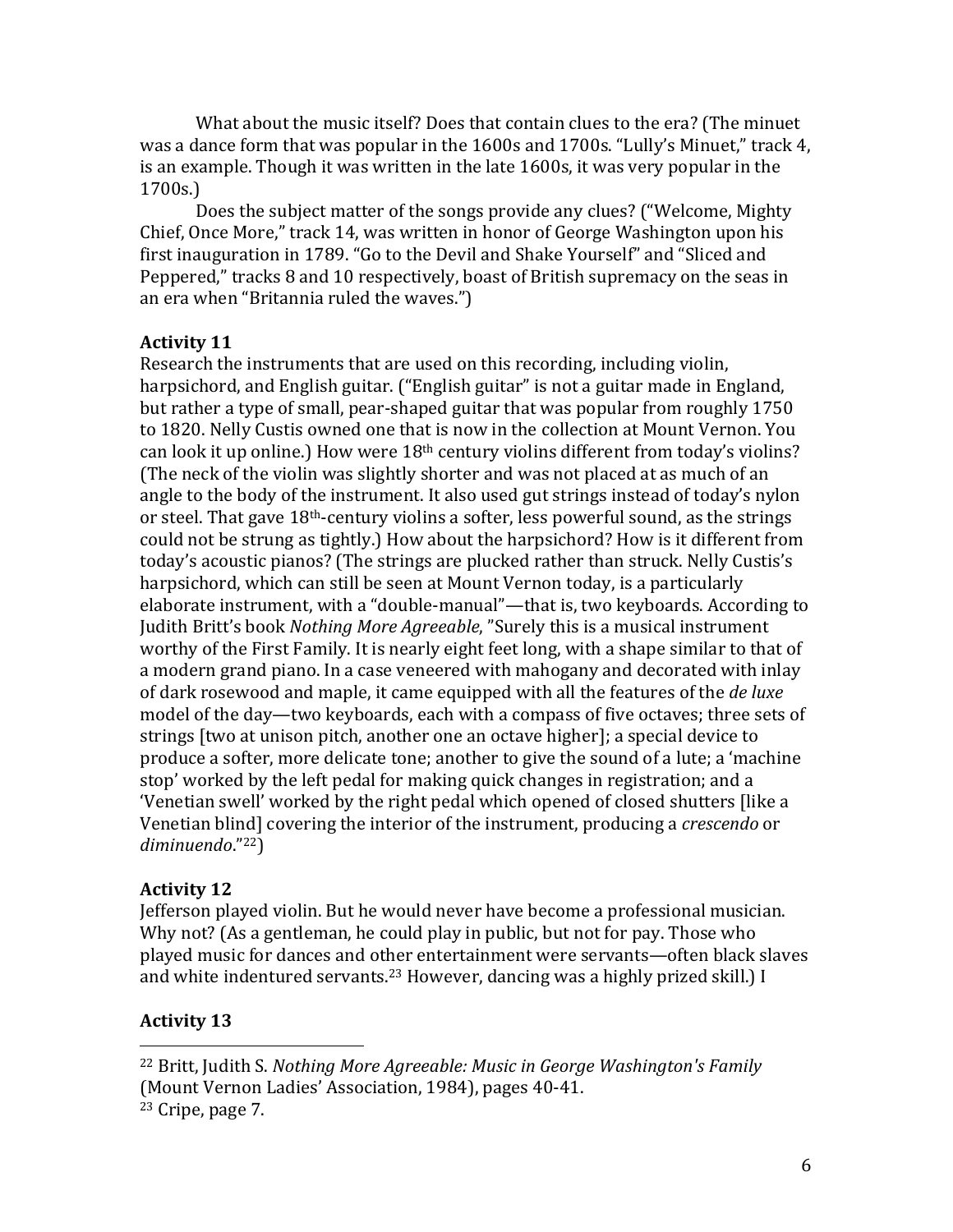What about the music itself? Does that contain clues to the era? (The minuet was a dance form that was popular in the 1600s and 1700s. "Lully's Minuet," track 4, is an example. Though it was written in the late 1600s, it was very popular in the 1700s.)

Does the subject matter of the songs provide any clues? ("Welcome, Mighty Chief, Once More," track 14, was written in honor of George Washington upon his first inauguration in 1789. "Go to the Devil and Shake Yourself" and "Sliced and Peppered," tracks 8 and 10 respectively, boast of British supremacy on the seas in an era when "Britannia ruled the waves.")

**Activity 11**

Research the instruments that are used on this recording, including violin, harpsichord, and English guitar. ("English guitar" is not a guitar made in England, but rather a type of small, pear-shaped guitar that was popular from roughly 1750 to 1820. Nelly Custis owned one that is now in the collection at Mount Vernon. You can look it up online.) How were 18th century violins different from today's violins? (The neck of the violin was slightly shorter and was not placed at as much of an angle to the body of the instrument. It also used gut strings instead of today's nylon or steel. That gave 18th-century violins a softer, less powerful sound, as the strings could not be strung as tightly.) How about the harpsichord? How is it different from today's acoustic pianos? (The strings are plucked rather than struck. Nelly Custis's harpsichord, which can still be seen at Mount Vernon today, is a particularly elaborate instrument, with a "double-manual"—that is, two keyboards. According to Judith Britt's book *Nothing More Agreeable*, "Surely this is a musical instrument worthy of the First Family. It is nearly eight feet long, with a shape similar to that of a modern grand piano. In a case veneered with mahogany and decorated with inlay of dark rosewood and maple, it came equipped with all the features of the *de luxe* model of the day—two keyboards, each with a compass of five octaves; three sets of strings [two at unison pitch, another one an octave higher]; a special device to produce a softer, more delicate tone; another to give the sound of a lute; a 'machine stop' worked by the left pedal for making quick changes in registration; and a 'Venetian swell' worked by the right pedal which opened of closed shutters [like a Venetian blind] covering the interior of the instrument, producing a *crescendo* or *diminuendo*."[22])

**Activity 12**

Jefferson played violin. But he would never have become a professional musician. Why not? (As a gentleman, he could play in public, but not for pay. Those who played music for dances and other entertainment were servants—often black slaves and white indentured servants.[23] However, dancing was a highly prized skill.) I

**Activity 13**

---

[22] Britt, Judith S. *Nothing More Agreeable: Music in George Washington's Family* (Mount Vernon Ladies' Association, 1984), pages 40-41.

[23] Cripe, page 7.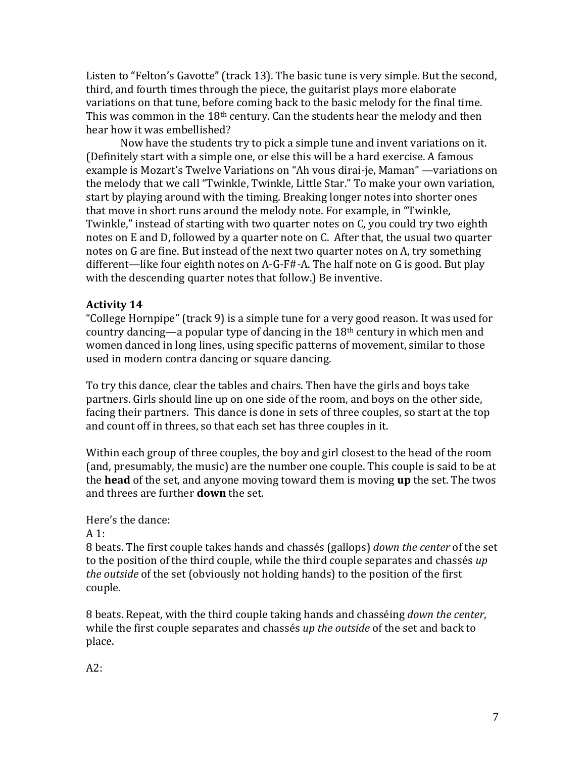Listen to "Felton's Gavotte" (track 13). The basic tune is very simple. But the second, third, and fourth times through the piece, the guitarist plays more elaborate variations on that tune, before coming back to the basic melody for the final time. This was common in the 18th century. Can the students hear the melody and then hear how it was embellished?

Now have the students try to pick a simple tune and invent variations on it. (Definitely start with a simple one, or else this will be a hard exercise. A famous example is Mozart's Twelve Variations on "Ah vous dirai-je, Maman" —variations on the melody that we call "Twinkle, Twinkle, Little Star." To make your own variation, start by playing around with the timing. Breaking longer notes into shorter ones that move in short runs around the melody note. For example, in "Twinkle, Twinkle," instead of starting with two quarter notes on C, you could try two eighth notes on E and D, followed by a quarter note on C. After that, the usual two quarter notes on G are fine. But instead of the next two quarter notes on A, try something different—like four eighth notes on A-G-F#-A. The half note on G is good. But play with the descending quarter notes that follow.) Be inventive.

### Activity 14

"College Hornpipe" (track 9) is a simple tune for a very good reason. It was used for country dancing—a popular type of dancing in the 18th century in which men and women danced in long lines, using specific patterns of movement, similar to those used in modern contra dancing or square dancing.

To try this dance, clear the tables and chairs. Then have the girls and boys take partners. Girls should line up on one side of the room, and boys on the other side, facing their partners. This dance is done in sets of three couples, so start at the top and count off in threes, so that each set has three couples in it.

Within each group of three couples, the boy and girl closest to the head of the room (and, presumably, the music) are the number one couple. This couple is said to be at the **head** of the set, and anyone moving toward them is moving **up** the set. The twos and threes are further **down** the set.

Here's the dance:

A 1:

8 beats. The first couple takes hands and chassés (gallops) *down the center* of the set to the position of the third couple, while the third couple separates and chassés *up the outside* of the set (obviously not holding hands) to the position of the first couple.

8 beats. Repeat, with the third couple taking hands and chasséing *down the center*, while the first couple separates and chassés *up the outside* of the set and back to place.

A2: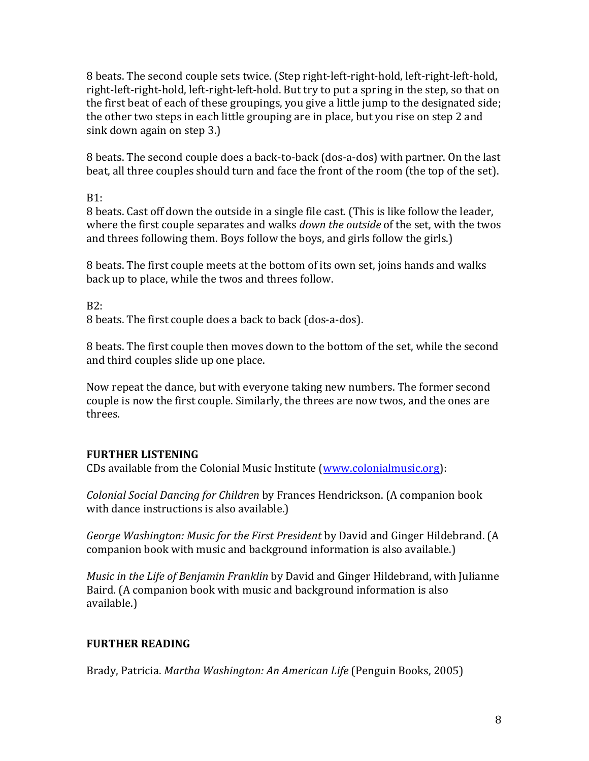8 beats. The second couple sets twice. (Step right-left-right-hold, left-right-left-hold, right-left-right-hold, left-right-left-hold. But try to put a spring in the step, so that on the first beat of each of these groupings, you give a little jump to the designated side; the other two steps in each little grouping are in place, but you rise on step 2 and sink down again on step 3.)

8 beats. The second couple does a back-to-back (dos-a-dos) with partner. On the last beat, all three couples should turn and face the front of the room (the top of the set).

B1:
8 beats. Cast off down the outside in a single file cast. (This is like follow the leader, where the first couple separates and walks *down the outside* of the set, with the twos and threes following them. Boys follow the boys, and girls follow the girls.)

8 beats. The first couple meets at the bottom of its own set, joins hands and walks back up to place, while the twos and threes follow.

B2:
8 beats. The first couple does a back to back (dos-a-dos).

8 beats. The first couple then moves down to the bottom of the set, while the second and third couples slide up one place.

Now repeat the dance, but with everyone taking new numbers. The former second couple is now the first couple. Similarly, the threes are now twos, and the ones are threes.

## FURTHER LISTENING

CDs available from the Colonial Music Institute ([www.colonialmusic.org](www.colonialmusic.org)):

*Colonial Social Dancing for Children* by Frances Hendrickson. (A companion book with dance instructions is also available.)

*George Washington: Music for the First President* by David and Ginger Hildebrand. (A companion book with music and background information is also available.)

*Music in the Life of Benjamin Franklin* by David and Ginger Hildebrand, with Julianne Baird. (A companion book with music and background information is also available.)

## FURTHER READING

Brady, Patricia. *Martha Washington: An American Life* (Penguin Books, 2005)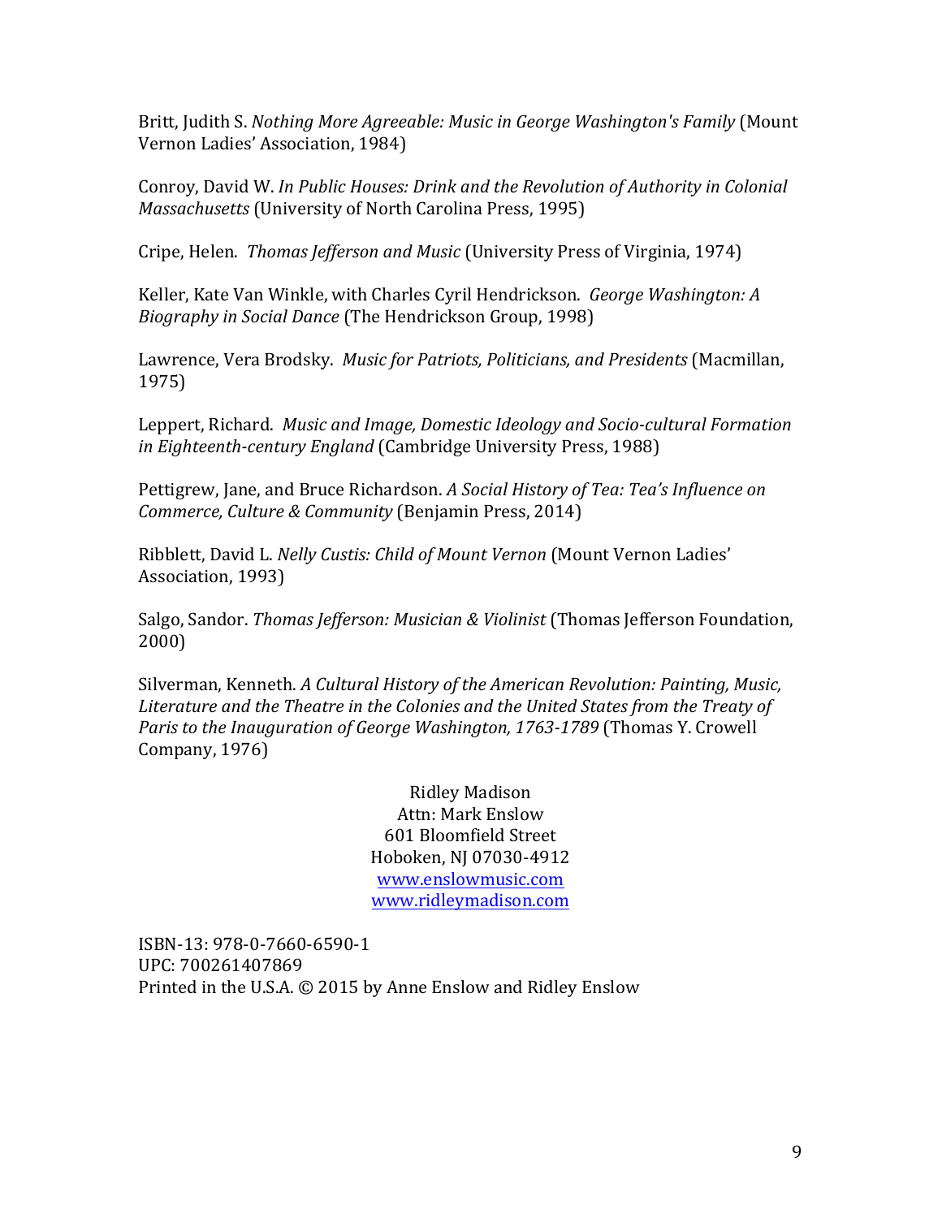Britt, Judith S. *Nothing More Agreeable: Music in George Washington's Family* (Mount Vernon Ladies' Association, 1984)

Conroy, David W. *In Public Houses: Drink and the Revolution of Authority in Colonial Massachusetts* (University of North Carolina Press, 1995)

Cripe, Helen. *Thomas Jefferson and Music* (University Press of Virginia, 1974)

Keller, Kate Van Winkle, with Charles Cyril Hendrickson. *George Washington: A Biography in Social Dance* (The Hendrickson Group, 1998)

Lawrence, Vera Brodsky. *Music for Patriots, Politicians, and Presidents* (Macmillan, 1975)

Leppert, Richard. *Music and Image, Domestic Ideology and Socio-cultural Formation in Eighteenth-century England* (Cambridge University Press, 1988)

Pettigrew, Jane, and Bruce Richardson. *A Social History of Tea: Tea's Influence on Commerce, Culture & Community* (Benjamin Press, 2014)

Ribblett, David L. *Nelly Custis: Child of Mount Vernon* (Mount Vernon Ladies' Association, 1993)

Salgo, Sandor. *Thomas Jefferson: Musician & Violinist* (Thomas Jefferson Foundation, 2000)

Silverman, Kenneth. *A Cultural History of the American Revolution: Painting, Music, Literature and the Theatre in the Colonies and the United States from the Treaty of Paris to the Inauguration of George Washington, 1763-1789* (Thomas Y. Crowell Company, 1976)

Ridley Madison
Attn: Mark Enslow
601 Bloomfield Street
Hoboken, NJ 07030-4912
[www.enslowmusic.com](http://www.enslowmusic.com)
[www.ridleymadison.com](http://www.ridleymadison.com)

ISBN-13: 978-0-7660-6590-1
UPC: 700261407869
Printed in the U.S.A. © 2015 by Anne Enslow and Ridley Enslow